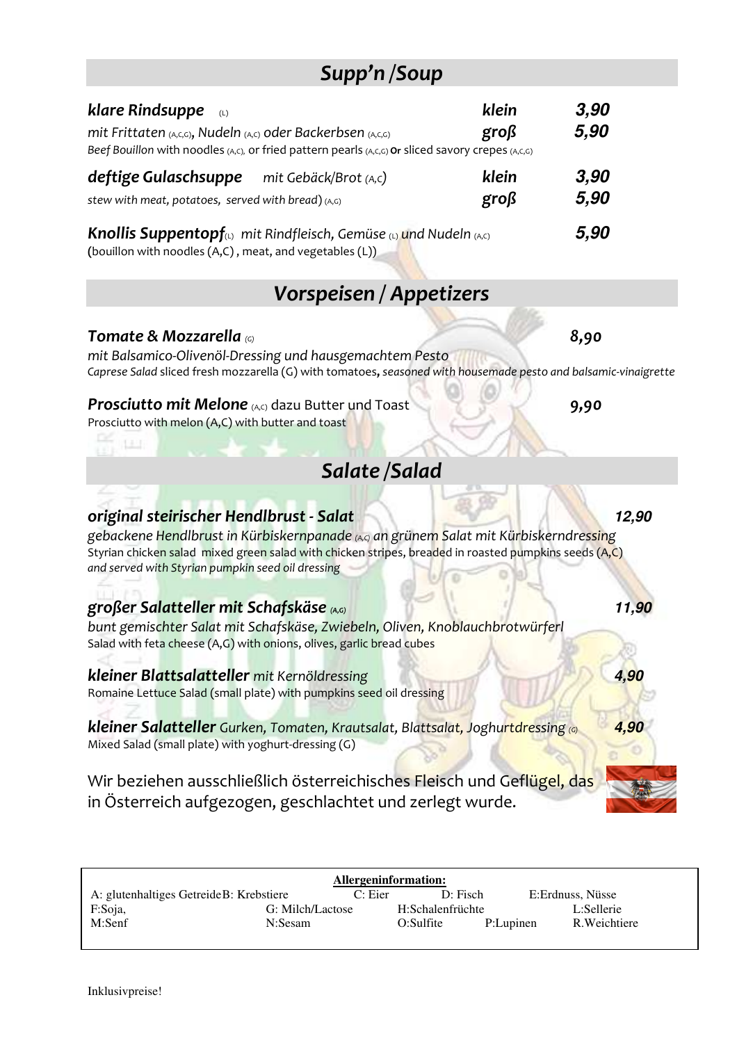## Supp'n /Soup

**klare Rindsuppe** (L) | klein 3,90
*mit Frittaten* (A,C,G), *Nudeln* (A,C) *oder Backerbsen* (A,C,G) | groß 5,90
*Beef Bouillon* with noodles (A,C), or fried pattern pearls (A,C,G) **or** sliced savory crepes (A,C,G)

**deftige Gulaschsuppe** *mit Gebäck/Brot (A,C)* | klein 3,90
*stew with meat, potatoes, served with bread)* (A,C) | groß 5,90

**Knollis Suppentopf**(L) *mit Rindfleisch, Gemüse* (L) *und Nudeln* (A,C) | 5,90
(bouillon with noodles (A,C) , meat, and vegetables (L))

## Vorspeisen / Appetizers

**Tomate & Mozzarella** (G) | 8,90
*mit Balsamico-Olivenöl-Dressing und hausgemachtem Pesto*
*Caprese Salad* sliced fresh mozzarella (G) with tomatoes**,** *seasoned with housemade pesto and balsamic-vinaigrette*

**Prosciutto mit Melone** (A,C) dazu Butter und Toast | 9,90
Prosciutto with melon (A,C) with butter and toast

## Salate /Salad

***original steirischer Hendlbrust - Salat*** | 12,90
*gebackene Hendlbrust in Kürbiskernpanade (A,C) an grünem Salat mit Kürbiskerndressing*
Styrian chicken salad mixed green salad with chicken stripes, breaded in roasted pumpkins seeds (A,C)
*and served with Styrian pumpkin seed oil dressing*

***großer Salatteller mit Schafskäse*** (A,G) | 11,90
*bunt gemischter Salat mit Schafskäse, Zwiebeln, Oliven, Knoblauchbrotwürferl*
Salad with feta cheese (A,G) with onions, olives, garlic bread cubes

***kleiner Blattsalatteller*** *mit Kernöldressing* | 4,90
Romaine Lettuce Salad (small plate) with pumpkins seed oil dressing

***kleiner Salatteller*** *Gurken, Tomaten, Krautsalat, Blattsalat, Joghurtdressing* (G) | 4,90
Mixed Salad (small plate) with yoghurt-dressing (G)

Wir beziehen ausschließlich österreichisches Fleisch und Geflügel, das in Österreich aufgezogen, geschlachtet und zerlegt wurde.

**Allergeninformation:**

| | | | | |
|---|---|---|---|---|
| A: glutenhaltiges Getreide | B: Krebstiere | C: Eier | D: Fisch | E:Erdnuss, Nüsse |
| F:Soja, | G: Milch/Lactose | H:Schalenfrüchte | | L:Sellerie |
| M:Senf | N:Sesam | O:Sulfite | P:Lupinen | R.Weichtiere |

Inklusivpreise!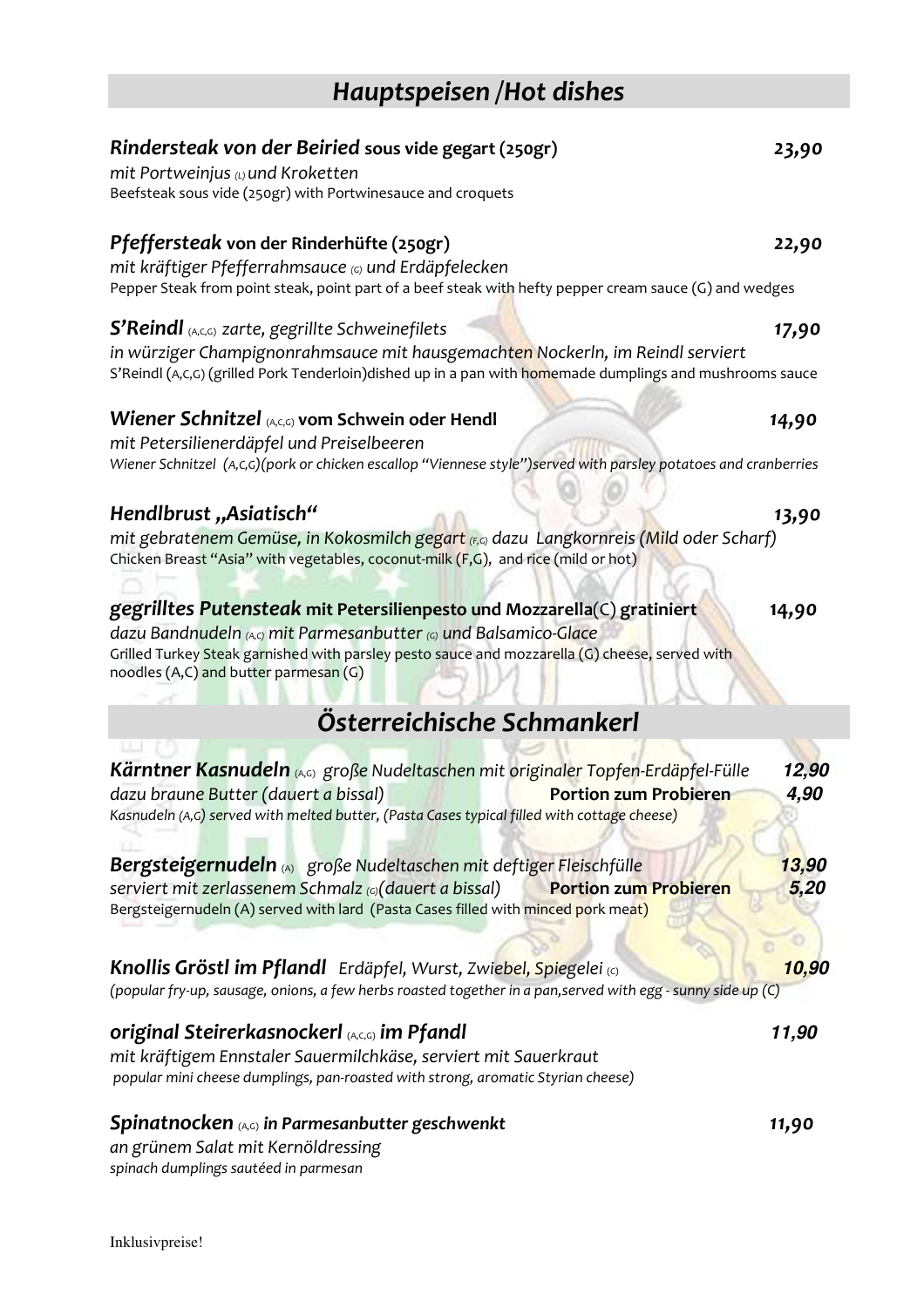# *Hauptspeisen /Hot dishes*

***Rindersteak von der Beiried* sous vide gegart (250gr)** ***23,90***
*mit Portweinjus (L) und Kroketten*
Beefsteak sous vide (250gr) with Portwinesauce and croquets

***Pfeffersteak* von der Rinderhüfte (250gr)** ***22,90***
*mit kräftiger Pfefferrahmsauce (G) und Erdäpfelecken*
Pepper Steak from point steak, point part of a beef steak with hefty pepper cream sauce (G) and wedges

***S'Reindl*** (A,C,G) *zarte, gegrillte Schweinefilets* ***17,90***
*in würziger Champignonrahmsauce mit hausgemachten Nockerln, im Reindl serviert*
S'Reindl (A,C,G) (grilled Pork Tenderloin)dished up in a pan with homemade dumplings and mushrooms sauce

***Wiener Schnitzel*** (A,C,G) **vom Schwein oder Hendl** ***14,90***
*mit Petersilienerdäpfel und Preiselbeeren*
*Wiener Schnitzel (A,C,G)(pork or chicken escallop "Viennese style")served with parsley potatoes and cranberries*

***Hendlbrust „Asiatisch"*** ***13,90***
*mit gebratenem Gemüse, in Kokosmilch gegart (F,G) dazu Langkornreis (Mild oder Scharf)*
Chicken Breast "Asia" with vegetables, coconut-milk (F,G), and rice (mild or hot)

***gegrilltes Putensteak* mit Petersilienpesto und Mozzarella(C) gratiniert** **14,90**
*dazu Bandnudeln (A,C) mit Parmesanbutter (G) und Balsamico-Glace*
Grilled Turkey Steak garnished with parsley pesto sauce and mozzarella (G) cheese, served with noodles (A,C) and butter parmesan (G)

# *Österreichische Schmankerl*

***Kärntner Kasnudeln*** (A,G) *große Nudeltaschen mit originaler Topfen-Erdäpfel-Fülle* ***12,90***
*dazu braune Butter (dauert a bissal)* **Portion zum Probieren** ***4,90***
*Kasnudeln (A,G) served with melted butter, (Pasta Cases typical filled with cottage cheese)*

***Bergsteigernudeln*** (A) *große Nudeltaschen mit deftiger Fleischfülle* ***13,90***
*serviert mit zerlassenem Schmalz (G)(dauert a bissal)* **Portion zum Probieren** ***5,20***
Bergsteigernudeln (A) served with lard (Pasta Cases filled with minced pork meat)

***Knollis Gröstl im Pflandl*** *Erdäpfel, Wurst, Zwiebel, Spiegelei (C)* ***10,90***
*(popular fry-up, sausage, onions, a few herbs roasted together in a pan,served with egg - sunny side up (C)*

***original Steirerkasnockerl*** (A,C,G) ***im Pfandl*** ***11,90***
*mit kräftigem Ennstaler Sauermilchkäse, serviert mit Sauerkraut*
*popular mini cheese dumplings, pan-roasted with strong, aromatic Styrian cheese)*

***Spinatnocken*** (A,G) ***in Parmesanbutter geschwenkt*** ***11,90***
*an grünem Salat mit Kernöldressing*
*spinach dumplings sautéed in parmesan*

Inklusivpreise!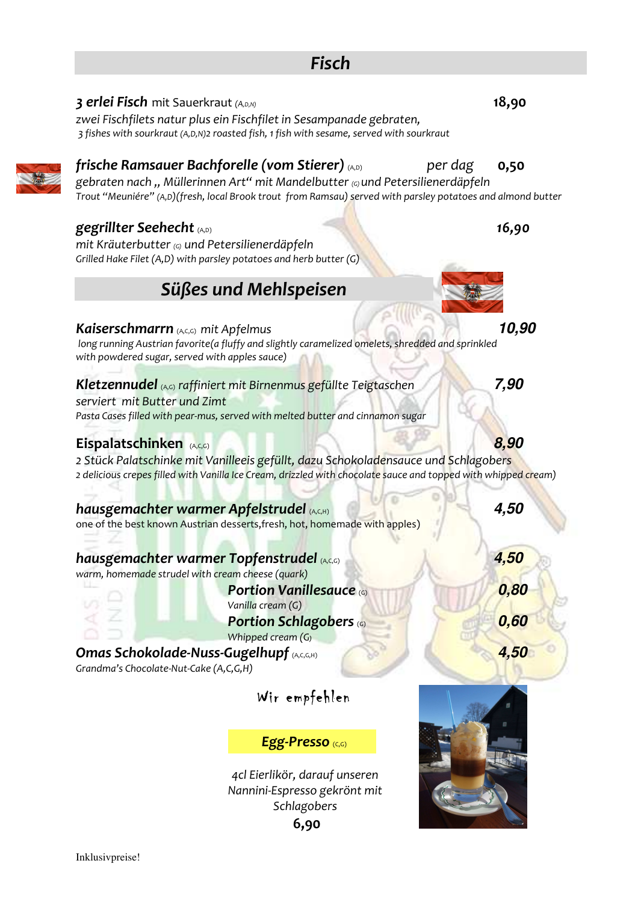## Fisch

***3 erlei Fisch*** mit Sauerkraut (A,D,N) **18,90**

*zwei Fischfilets natur plus ein Fischfilet in Sesampanade gebraten,*
*3 fishes with sourkraut (A,D,N)2 roasted fish, 1 fish with sesame, served with sourkraut*

***frische Ramsauer Bachforelle (vom Stierer)*** (A,D) *per dag* **0,50**

*gebraten nach „ Müllerinnen Art" mit Mandelbutter (G) und Petersilienerdäpfeln*
*Trout "Meuniére" (A,D)(fresh, local Brook trout from Ramsau) served with parsley potatoes and almond butter*

***gegrillter Seehecht*** (A,D) ***16,90***

*mit Kräuterbutter (G) und Petersilienerdäpfeln*
*Grilled Hake Filet (A,D) with parsley potatoes and herb butter (G)*

## Süßes und Mehlspeisen

***Kaiserschmarrn*** (A,C,G) *mit Apfelmus* ***10,90***

*long running Austrian favorite(a fluffy and slightly caramelized omelets, shredded and sprinkled with powdered sugar, served with apples sauce)*

***Kletzennudel*** (A,G) *raffiniert mit Birnenmus gefüllte Teigtaschen serviert mit Butter und Zimt* ***7,90***

*Pasta Cases filled with pear-mus, served with melted butter and cinnamon sugar*

**Eispalatschinken** (A,C,G) ***8,90***

*2 Stück Palatschinke mit Vanilleeis gefüllt, dazu Schokoladensauce und Schlagobers*
*2 delicious crepes filled with Vanilla Ice Cream, drizzled with chocolate sauce and topped with whipped cream)*

***hausgemachter warmer Apfelstrudel*** (A,C,H) ***4,50***

one of the best known Austrian desserts,fresh, hot, homemade with apples)

***hausgemachter warmer Topfenstrudel*** (A,C,G) ***4,50***

*warm, homemade strudel with cream cheese (quark)*

***Portion Vanillesauce*** (G) ***0,80***
*Vanilla cream (G)*

***Portion Schlagobers*** (G) ***0,60***
*Whipped cream (G)*

***Omas Schokolade-Nuss-Gugelhupf*** (A,C,G,H) ***4,50***

*Grandma's Chocolate-Nut-Cake (A,C,G,H)*

Wir empfehlen

***Egg-Presso*** (C,G)

*4cl Eierlikör, darauf unseren Nannini-Espresso gekrönt mit Schlagobers*

**6,90**

Inklusivpreise!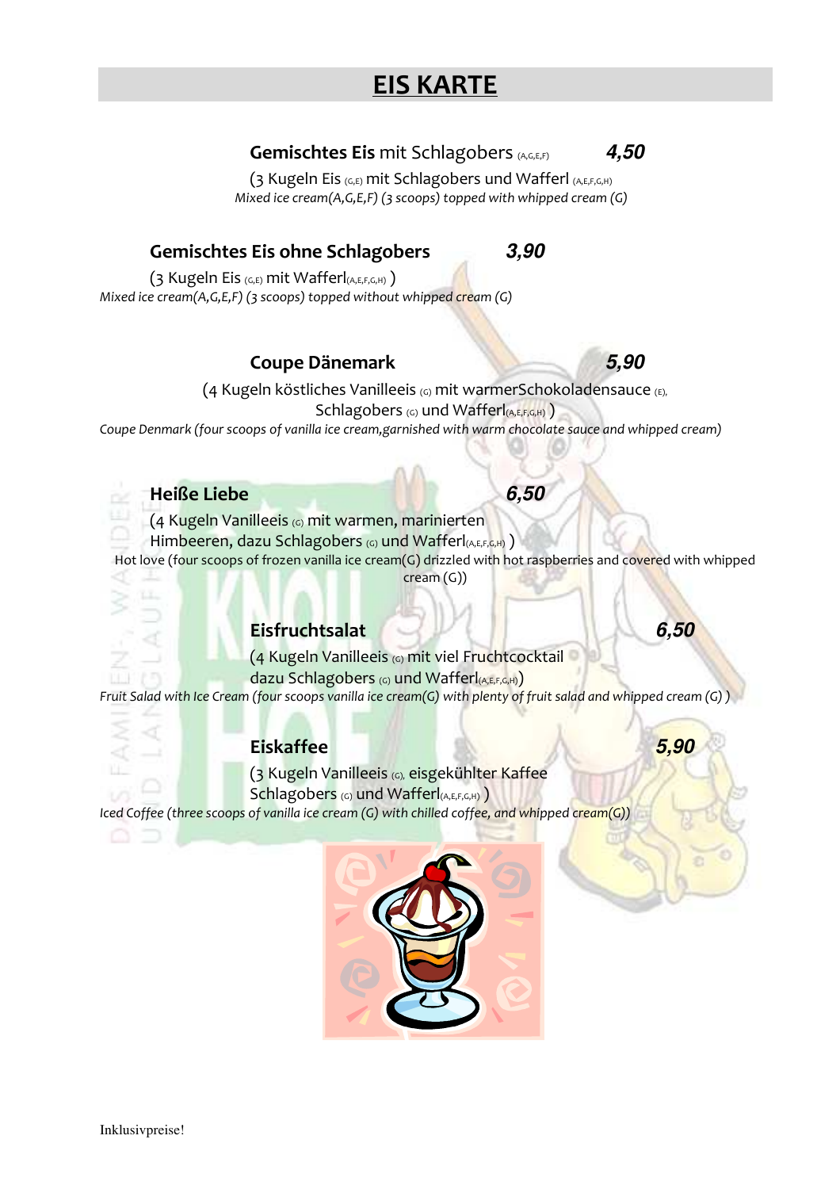# EIS KARTE

**Gemischtes Eis** mit Schlagobers (A,G,E,F) ***4,50***

(3 Kugeln Eis (G,E) mit Schlagobers und Wafferl (A,E,F,G,H)

*Mixed ice cream(A,G,E,F) (3 scoops) topped with whipped cream (G)*

**Gemischtes Eis ohne Schlagobers** ***3,90***

(3 Kugeln Eis (G,E) mit Wafferl(A,E,F,G,H) )

*Mixed ice cream(A,G,E,F) (3 scoops) topped without whipped cream (G)*

**Coupe Dänemark** ***5,90***

(4 Kugeln köstliches Vanilleeis (G) mit warmerSchokoladensauce (E), Schlagobers (G) und Wafferl(A,E,F,G,H) )

*Coupe Denmark (four scoops of vanilla ice cream,garnished with warm chocolate sauce and whipped cream)*

**Heiße Liebe** ***6,50***

(4 Kugeln Vanilleeis (G) mit warmen, marinierten Himbeeren, dazu Schlagobers (G) und Wafferl(A,E,F,G,H) )

Hot love (four scoops of frozen vanilla ice cream(G) drizzled with hot raspberries and covered with whipped cream (G))

**Eisfruchtsalat** ***6,50***

(4 Kugeln Vanilleeis (G) mit viel Fruchtcocktail dazu Schlagobers (G) und Wafferl(A,E,F,G,H))

*Fruit Salad with Ice Cream (four scoops vanilla ice cream(G) with plenty of fruit salad and whipped cream (G) )*

**Eiskaffee** ***5,90***

(3 Kugeln Vanilleeis (G), eisgekühlter Kaffee Schlagobers (G) und Wafferl(A,E,F,G,H) )

*Iced Coffee (three scoops of vanilla ice cream (G) with chilled coffee, and whipped cream(G))*

Inklusivpreise!